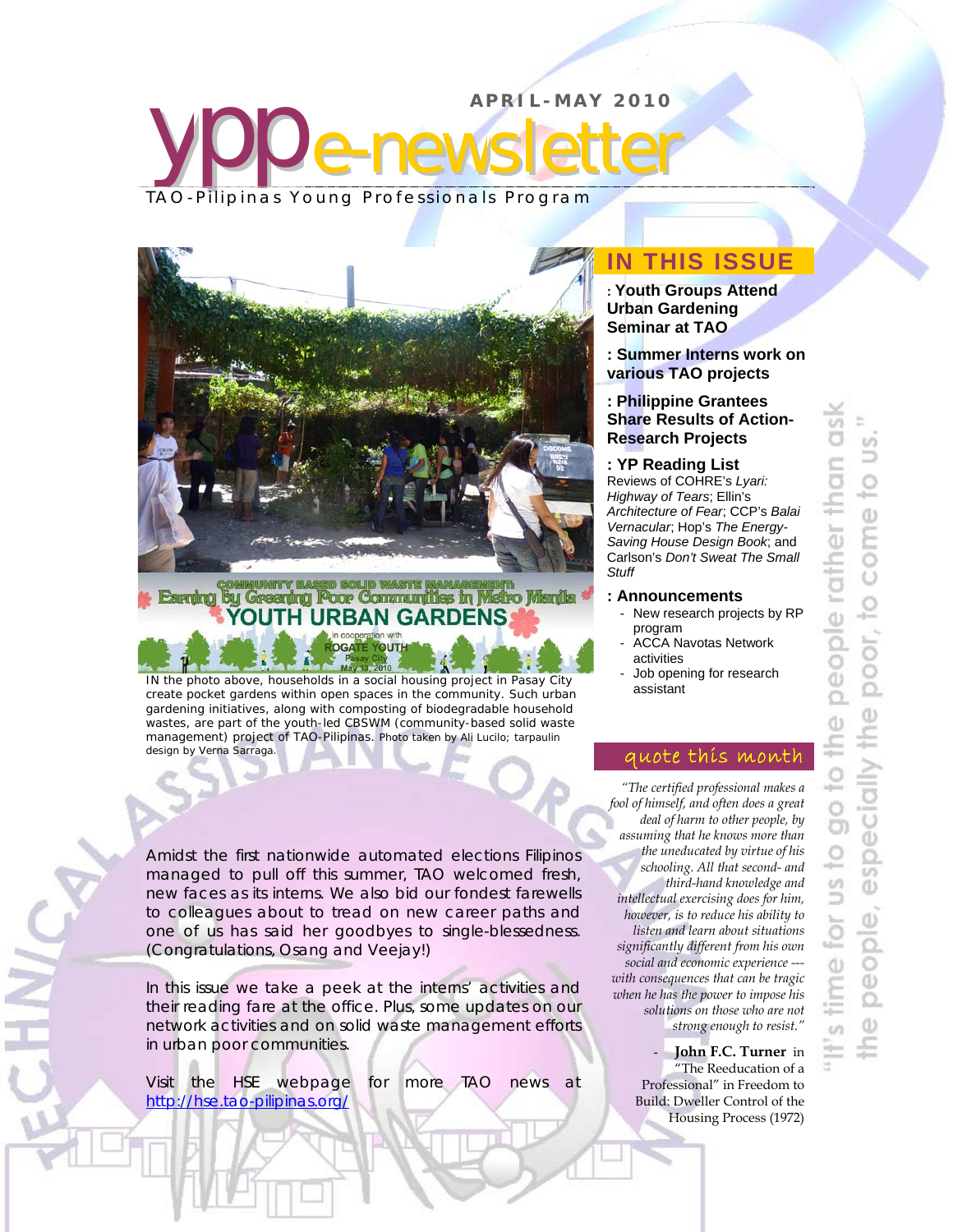# ypp e-newsletter

**APRIL-MAY 2010**

TAO-Pilipinas Young Professionals Program

COMMUNITY BASED SOLID WASTE MANAGEMENT: Earning by Greening Poor Communities in Metro Manila

YOUTH URBAN GARDENS

in cooperation with ROGATE YOUTH Pasay City May 13, 2010

IN the photo above, households in a social housing project in Pasay City create pocket gardens within open spaces in the community. Such urban gardening initiatives, along with composting of biodegradable household wastes, are part of the youth-led CBSWM (community-based solid waste management) project of TAO-Pilipinas. Photo taken by Ali Lucilo; tarpaulin design by Verna Sarraga.

## IN THIS ISSUE

**: Youth Groups Attend Urban Gardening Seminar at TAO**

**: Summer Interns work on various TAO projects**

**: Philippine Grantees Share Results of Action-Research Projects**

**: YP Reading List**
Reviews of COHRE's *Lyari: Highway of Tears*; Ellin's *Architecture of Fear*; CCP's *Balai Vernacular*; Hop's *The Energy-Saving House Design Book*; and Carlson's *Don't Sweat The Small Stuff*

**: Announcements**

- New research projects by RP program
- ACCA Navotas Network activities
- Job opening for research assistant

Amidst the first nationwide automated elections Filipinos managed to pull off this summer, TAO welcomed fresh, new faces as its interns. We also bid our fondest farewells to colleagues about to tread on new career paths and one of us has said her goodbyes to single-blessedness. (Congratulations, Osang and Veejay!)

In this issue we take a peek at the interns' activities and their reading fare at the office. Plus, some updates on our network activities and on solid waste management efforts in urban poor communities.

Visit the HSE webpage for more TAO news at http://hse.tao-pilipinas.org/

## quote this month

*"The certified professional makes a fool of himself, and often does a great deal of harm to other people, by assuming that he knows more than the uneducated by virtue of his schooling. All that second- and third-hand knowledge and intellectual exercising does for him, however, is to reduce his ability to listen and learn about situations significantly different from his own social and economic experience --- with consequences that can be tragic when he has the power to impose his solutions on those who are not strong enough to resist."*

- **John F.C. Turner** in "The Reeducation of a Professional" in Freedom to Build: Dweller Control of the Housing Process (1972)

"It's time for us to go to the people rather than ask the people, especially the poor, to come to us."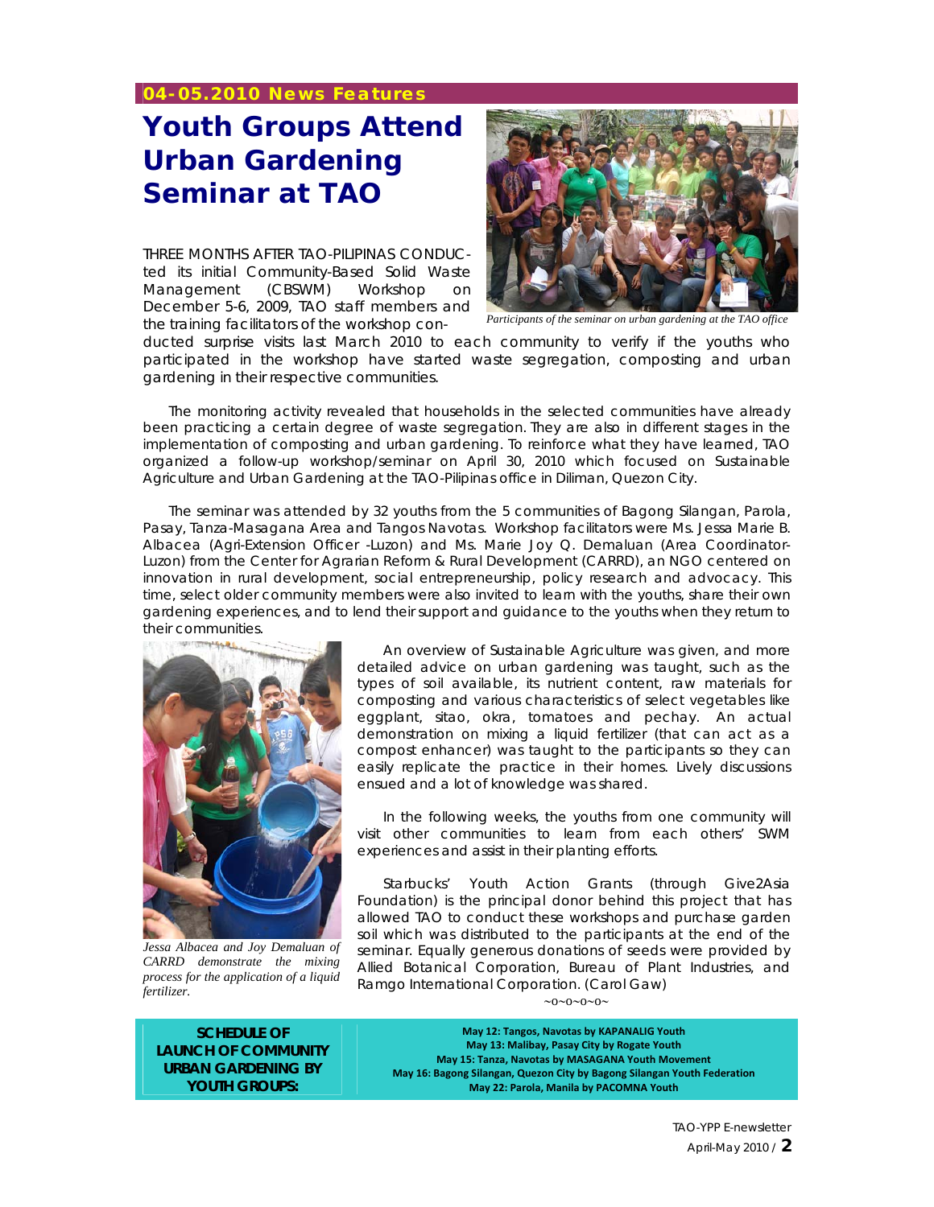**04-05.2010 News Features**

# Youth Groups Attend Urban Gardening Seminar at TAO

*Participants of the seminar on urban gardening at the TAO office*

THREE MONTHS AFTER TAO-PILIPINAS CONDUCTed its initial Community-Based Solid Waste Management (CBSWM) Workshop on December 5-6, 2009, TAO staff members and the training facilitators of the workshop conducted surprise visits last March 2010 to each community to verify if the youths who participated in the workshop have started waste segregation, composting and urban gardening in their respective communities.

The monitoring activity revealed that households in the selected communities have already been practicing a certain degree of waste segregation. They are also in different stages in the implementation of composting and urban gardening. To reinforce what they have learned, TAO organized a follow-up workshop/seminar on April 30, 2010 which focused on Sustainable Agriculture and Urban Gardening at the TAO-Pilipinas office in Diliman, Quezon City.

The seminar was attended by 32 youths from the 5 communities of Bagong Silangan, Parola, Pasay, Tanza-Masagana Area and Tangos Navotas. Workshop facilitators were Ms. Jessa Marie B. Albacea (Agri-Extension Officer -Luzon) and Ms. Marie Joy Q. Demaluan (Area Coordinator-Luzon) from the Center for Agrarian Reform & Rural Development (CARRD), an NGO centered on innovation in rural development, social entrepreneurship, policy research and advocacy. This time, select older community members were also invited to learn with the youths, share their own gardening experiences, and to lend their support and guidance to the youths when they return to their communities.

*Jessa Albacea and Joy Demaluan of CARRD demonstrate the mixing process for the application of a liquid fertilizer.*

An overview of Sustainable Agriculture was given, and more detailed advice on urban gardening was taught, such as the types of soil available, its nutrient content, raw materials for composting and various characteristics of select vegetables like eggplant, sitao, okra, tomatoes and pechay. An actual demonstration on mixing a liquid fertilizer (that can act as a compost enhancer) was taught to the participants so they can easily replicate the practice in their homes. Lively discussions ensued and a lot of knowledge was shared.

In the following weeks, the youths from one community will visit other communities to learn from each others' SWM experiences and assist in their planting efforts.

Starbucks' Youth Action Grants (through Give2Asia Foundation) is the principal donor behind this project that has allowed TAO to conduct these workshops and purchase garden soil which was distributed to the participants at the end of the seminar. Equally generous donations of seeds were provided by Allied Botanical Corporation, Bureau of Plant Industries, and Ramgo International Corporation. (Carol Gaw)

~o~o~o~o~

**SCHEDULE OF LAUNCH OF COMMUNITY URBAN GARDENING BY YOUTH GROUPS:**

**May 12: Tangos, Navotas by KAPANALIG Youth**
**May 13: Malibay, Pasay City by Rogate Youth**
**May 15: Tanza, Navotas by MASAGANA Youth Movement**
**May 16: Bagong Silangan, Quezon City by Bagong Silangan Youth Federation**
**May 22: Parola, Manila by PACOMNA Youth**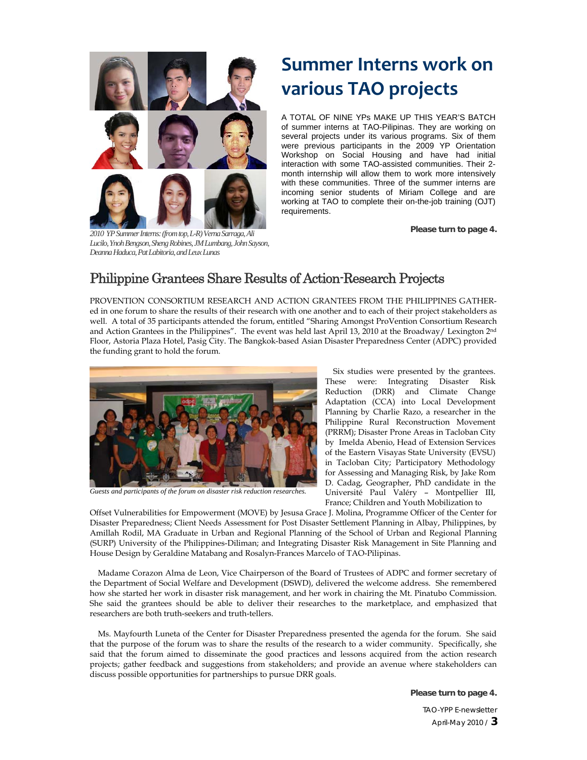# Summer Interns work on various TAO projects

A TOTAL OF NINE YPs MAKE UP THIS YEAR'S BATCH of summer interns at TAO-Pilipinas. They are working on several projects under its various programs. Six of them were previous participants in the 2009 YP Orientation Workshop on Social Housing and have had initial interaction with some TAO-assisted communities. Their 2-month internship will allow them to work more intensively with these communities. Three of the summer interns are incoming senior students of Miriam College and are working at TAO to complete their on-the-job training (OJT) requirements.

**Please turn to page 4.**

*2010 YP Summer Interns: (from top, L-R) Verna Sarraga, Ali Lucilo, Ynoh Bengson, Sheng Robines, JM Lumbang, John Sayson, Deanna Haduca, Pat Labitoria, and Leux Lunas*

## Philippine Grantees Share Results of Action-Research Projects

PROVENTION CONSORTIUM RESEARCH AND ACTION GRANTEES FROM THE PHILIPPINES GATHERed in one forum to share the results of their research with one another and to each of their project stakeholders as well. A total of 35 participants attended the forum, entitled "Sharing Amongst ProVention Consortium Research and Action Grantees in the Philippines". The event was held last April 13, 2010 at the Broadway/ Lexington 2nd Floor, Astoria Plaza Hotel, Pasig City. The Bangkok-based Asian Disaster Preparedness Center (ADPC) provided the funding grant to hold the forum.

*Guests and participants of the forum on disaster risk reduction researches.*

Six studies were presented by the grantees. These were: Integrating Disaster Risk Reduction (DRR) and Climate Change Adaptation (CCA) into Local Development Planning by Charlie Razo, a researcher in the Philippine Rural Reconstruction Movement (PRRM); Disaster Prone Areas in Tacloban City by Imelda Abenio, Head of Extension Services of the Eastern Visayas State University (EVSU) in Tacloban City; Participatory Methodology for Assessing and Managing Risk, by Jake Rom D. Cadag, Geographer, PhD candidate in the Université Paul Valéry – Montpellier III, France; Children and Youth Mobilization to Offset Vulnerabilities for Empowerment (MOVE) by Jesusa Grace J. Molina, Programme Officer of the Center for Disaster Preparedness; Client Needs Assessment for Post Disaster Settlement Planning in Albay, Philippines, by Amillah Rodil, MA Graduate in Urban and Regional Planning of the School of Urban and Regional Planning (SURP) University of the Philippines-Diliman; and Integrating Disaster Risk Management in Site Planning and House Design by Geraldine Matabang and Rosalyn-Frances Marcelo of TAO-Pilipinas.

Madame Corazon Alma de Leon, Vice Chairperson of the Board of Trustees of ADPC and former secretary of the Department of Social Welfare and Development (DSWD), delivered the welcome address. She remembered how she started her work in disaster risk management, and her work in chairing the Mt. Pinatubo Commission. She said the grantees should be able to deliver their researches to the marketplace, and emphasized that researchers are both truth-seekers and truth-tellers.

Ms. Mayfourth Luneta of the Center for Disaster Preparedness presented the agenda for the forum. She said that the purpose of the forum was to share the results of the research to a wider community. Specifically, she said that the forum aimed to disseminate the good practices and lessons acquired from the action research projects; gather feedback and suggestions from stakeholders; and provide an avenue where stakeholders can discuss possible opportunities for partnerships to pursue DRR goals.

**Please turn to page 4.**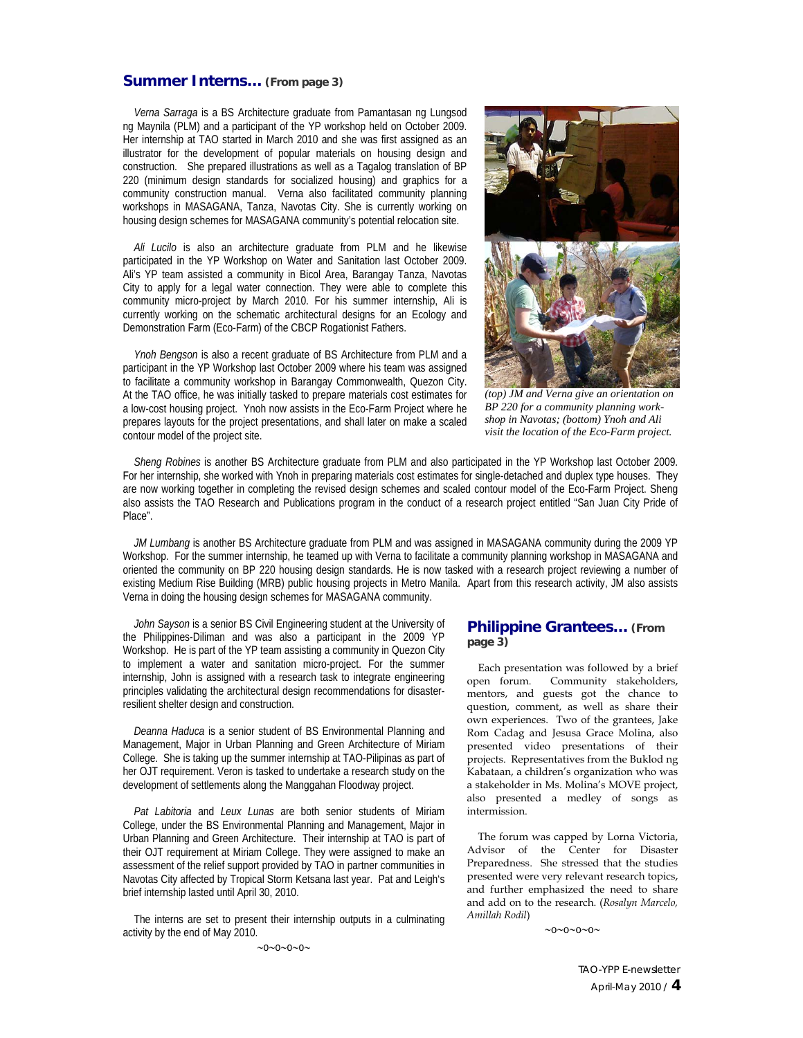## Summer Interns... (From page 3)

*Verna Sarraga* is a BS Architecture graduate from Pamantasan ng Lungsod ng Maynila (PLM) and a participant of the YP workshop held on October 2009. Her internship at TAO started in March 2010 and she was first assigned as an illustrator for the development of popular materials on housing design and construction. She prepared illustrations as well as a Tagalog translation of BP 220 (minimum design standards for socialized housing) and graphics for a community construction manual. Verna also facilitated community planning workshops in MASAGANA, Tanza, Navotas City. She is currently working on housing design schemes for MASAGANA community's potential relocation site.

*Ali Lucilo* is also an architecture graduate from PLM and he likewise participated in the YP Workshop on Water and Sanitation last October 2009. Ali's YP team assisted a community in Bicol Area, Barangay Tanza, Navotas City to apply for a legal water connection. They were able to complete this community micro-project by March 2010. For his summer internship, Ali is currently working on the schematic architectural designs for an Ecology and Demonstration Farm (Eco-Farm) of the CBCP Rogationist Fathers.

*Ynoh Bengson* is also a recent graduate of BS Architecture from PLM and a participant in the YP Workshop last October 2009 where his team was assigned to facilitate a community workshop in Barangay Commonwealth, Quezon City. At the TAO office, he was initially tasked to prepare materials cost estimates for a low-cost housing project. Ynoh now assists in the Eco-Farm Project where he prepares layouts for the project presentations, and shall later on make a scaled contour model of the project site.

*(top) JM and Verna give an orientation on BP 220 for a community planning workshop in Navotas; (bottom) Ynoh and Ali visit the location of the Eco-Farm project.*

*Sheng Robines* is another BS Architecture graduate from PLM and also participated in the YP Workshop last October 2009. For her internship, she worked with Ynoh in preparing materials cost estimates for single-detached and duplex type houses. They are now working together in completing the revised design schemes and scaled contour model of the Eco-Farm Project. Sheng also assists the TAO Research and Publications program in the conduct of a research project entitled "San Juan City Pride of Place".

*JM Lumbang* is another BS Architecture graduate from PLM and was assigned in MASAGANA community during the 2009 YP Workshop. For the summer internship, he teamed up with Verna to facilitate a community planning workshop in MASAGANA and oriented the community on BP 220 housing design standards. He is now tasked with a research project reviewing a number of existing Medium Rise Building (MRB) public housing projects in Metro Manila. Apart from this research activity, JM also assists Verna in doing the housing design schemes for MASAGANA community.

*John Sayson* is a senior BS Civil Engineering student at the University of the Philippines-Diliman and was also a participant in the 2009 YP Workshop. He is part of the YP team assisting a community in Quezon City to implement a water and sanitation micro-project. For the summer internship, John is assigned with a research task to integrate engineering principles validating the architectural design recommendations for disaster-resilient shelter design and construction.

*Deanna Haduca* is a senior student of BS Environmental Planning and Management, Major in Urban Planning and Green Architecture of Miriam College. She is taking up the summer internship at TAO-Pilipinas as part of her OJT requirement. Veron is tasked to undertake a research study on the development of settlements along the Manggahan Floodway project.

*Pat Labitoria* and *Leux Lunas* are both senior students of Miriam College, under the BS Environmental Planning and Management, Major in Urban Planning and Green Architecture. Their internship at TAO is part of their OJT requirement at Miriam College. They were assigned to make an assessment of the relief support provided by TAO in partner communities in Navotas City affected by Tropical Storm Ketsana last year. Pat and Leigh's brief internship lasted until April 30, 2010.

The interns are set to present their internship outputs in a culminating activity by the end of May 2010.

~0~0~0~0~

## Philippine Grantees... (From page 3)

Each presentation was followed by a brief open forum. Community stakeholders, mentors, and guests got the chance to question, comment, as well as share their own experiences. Two of the grantees, Jake Rom Cadag and Jesusa Grace Molina, also presented video presentations of their projects. Representatives from the Buklod ng Kabataan, a children's organization who was a stakeholder in Ms. Molina's MOVE project, also presented a medley of songs as intermission.

The forum was capped by Lorna Victoria, Advisor of the Center for Disaster Preparedness. She stressed that the studies presented were very relevant research topics, and further emphasized the need to share and add on to the research. (*Rosalyn Marcelo, Amillah Rodil*)

~0~0~0~0~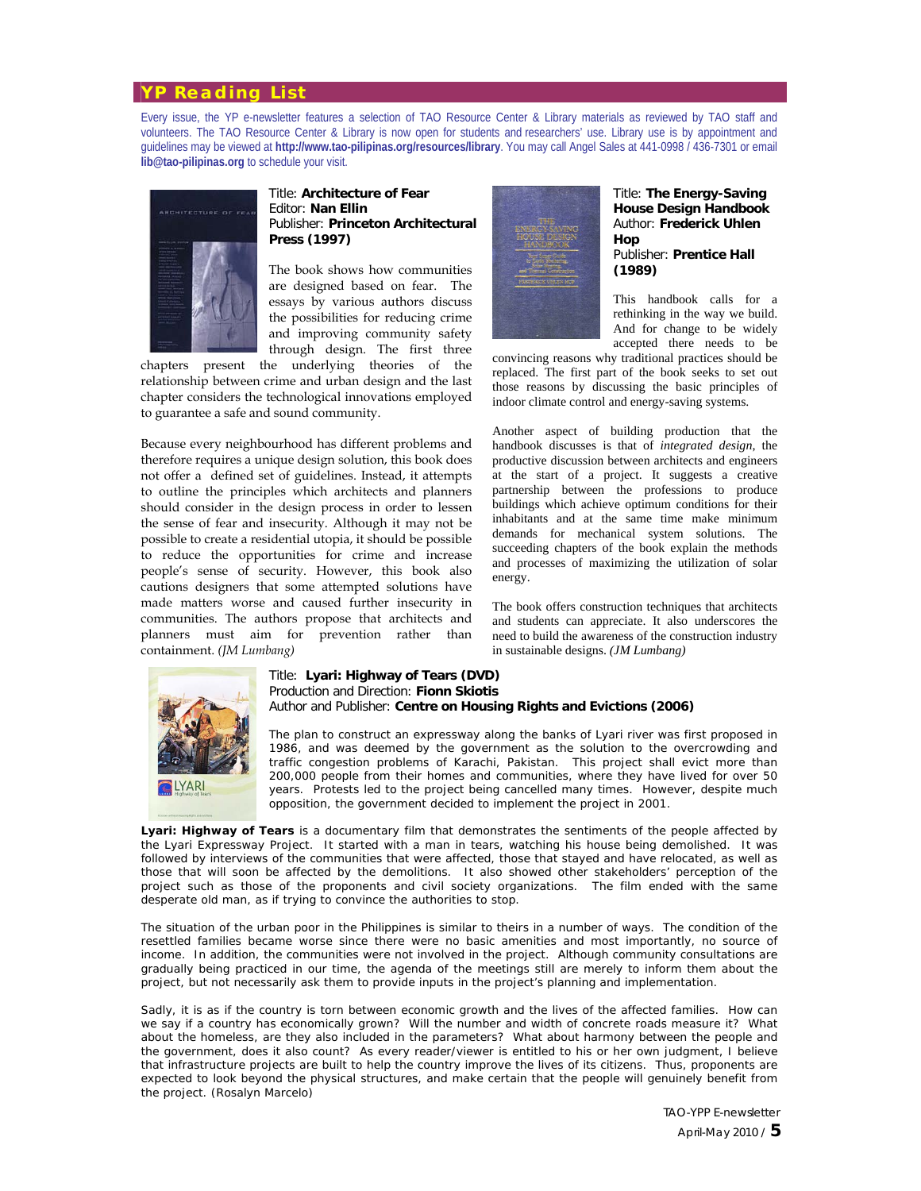## YP Reading List

Every issue, the YP e-newsletter features a selection of TAO Resource Center & Library materials as reviewed by TAO staff and volunteers. The TAO Resource Center & Library is now open for students and researchers' use. Library use is by appointment and guidelines may be viewed at **http://www.tao-pilipinas.org/resources/library**. You may call Angel Sales at 441-0998 / 436-7301 or email **lib@tao-pilipinas.org** to schedule your visit.

Title: **Architecture of Fear**
Editor: **Nan Ellin**
Publisher: **Princeton Architectural Press (1997)**

The book shows how communities are designed based on fear. The essays by various authors discuss the possibilities for reducing crime and improving community safety through design. The first three chapters present the underlying theories of the relationship between crime and urban design and the last chapter considers the technological innovations employed to guarantee a safe and sound community.

Because every neighbourhood has different problems and therefore requires a unique design solution, this book does not offer a defined set of guidelines. Instead, it attempts to outline the principles which architects and planners should consider in the design process in order to lessen the sense of fear and insecurity. Although it may not be possible to create a residential utopia, it should be possible to reduce the opportunities for crime and increase people's sense of security. However, this book also cautions designers that some attempted solutions have made matters worse and caused further insecurity in communities. The authors propose that architects and planners must aim for prevention rather than containment. *(JM Lumbang)*

Title: **The Energy-Saving House Design Handbook**
Author: **Frederick Uhlen Hop**
Publisher: **Prentice Hall (1989)**

This handbook calls for a rethinking in the way we build. And for change to be widely accepted there needs to be convincing reasons why traditional practices should be replaced. The first part of the book seeks to set out those reasons by discussing the basic principles of indoor climate control and energy-saving systems.

Another aspect of building production that the handbook discusses is that of *integrated design*, the productive discussion between architects and engineers at the start of a project. It suggests a creative partnership between the professions to produce buildings which achieve optimum conditions for their inhabitants and at the same time make minimum demands for mechanical system solutions. The succeeding chapters of the book explain the methods and processes of maximizing the utilization of solar energy.

The book offers construction techniques that architects and students can appreciate. It also underscores the need to build the awareness of the construction industry in sustainable designs. *(JM Lumbang)*

Title: **Lyari: Highway of Tears (DVD)**
Production and Direction: **Fionn Skiotis**
Author and Publisher: **Centre on Housing Rights and Evictions (2006)**

The plan to construct an expressway along the banks of Lyari river was first proposed in 1986, and was deemed by the government as the solution to the overcrowding and traffic congestion problems of Karachi, Pakistan. This project shall evict more than 200,000 people from their homes and communities, where they have lived for over 50 years. Protests led to the project being cancelled many times. However, despite much opposition, the government decided to implement the project in 2001.

**Lyari: Highway of Tears** is a documentary film that demonstrates the sentiments of the people affected by the Lyari Expressway Project. It started with a man in tears, watching his house being demolished. It was followed by interviews of the communities that were affected, those that stayed and have relocated, as well as those that will soon be affected by the demolitions. It also showed other stakeholders' perception of the project such as those of the proponents and civil society organizations. The film ended with the same desperate old man, as if trying to convince the authorities to stop.

The situation of the urban poor in the Philippines is similar to theirs in a number of ways. The condition of the resettled families became worse since there were no basic amenities and most importantly, no source of income. In addition, the communities were not involved in the project. Although community consultations are gradually being practiced in our time, the agenda of the meetings still are merely to inform them about the project, but not necessarily ask them to provide inputs in the project's planning and implementation.

Sadly, it is as if the country is torn between economic growth and the lives of the affected families. How can we say if a country has economically grown? Will the number and width of concrete roads measure it? What about the homeless, are they also included in the parameters? What about harmony between the people and the government, does it also count? As every reader/viewer is entitled to his or her own judgment, I believe that infrastructure projects are built to help the country improve the lives of its citizens. Thus, proponents are expected to look beyond the physical structures, and make certain that the people will genuinely benefit from the project. (Rosalyn Marcelo)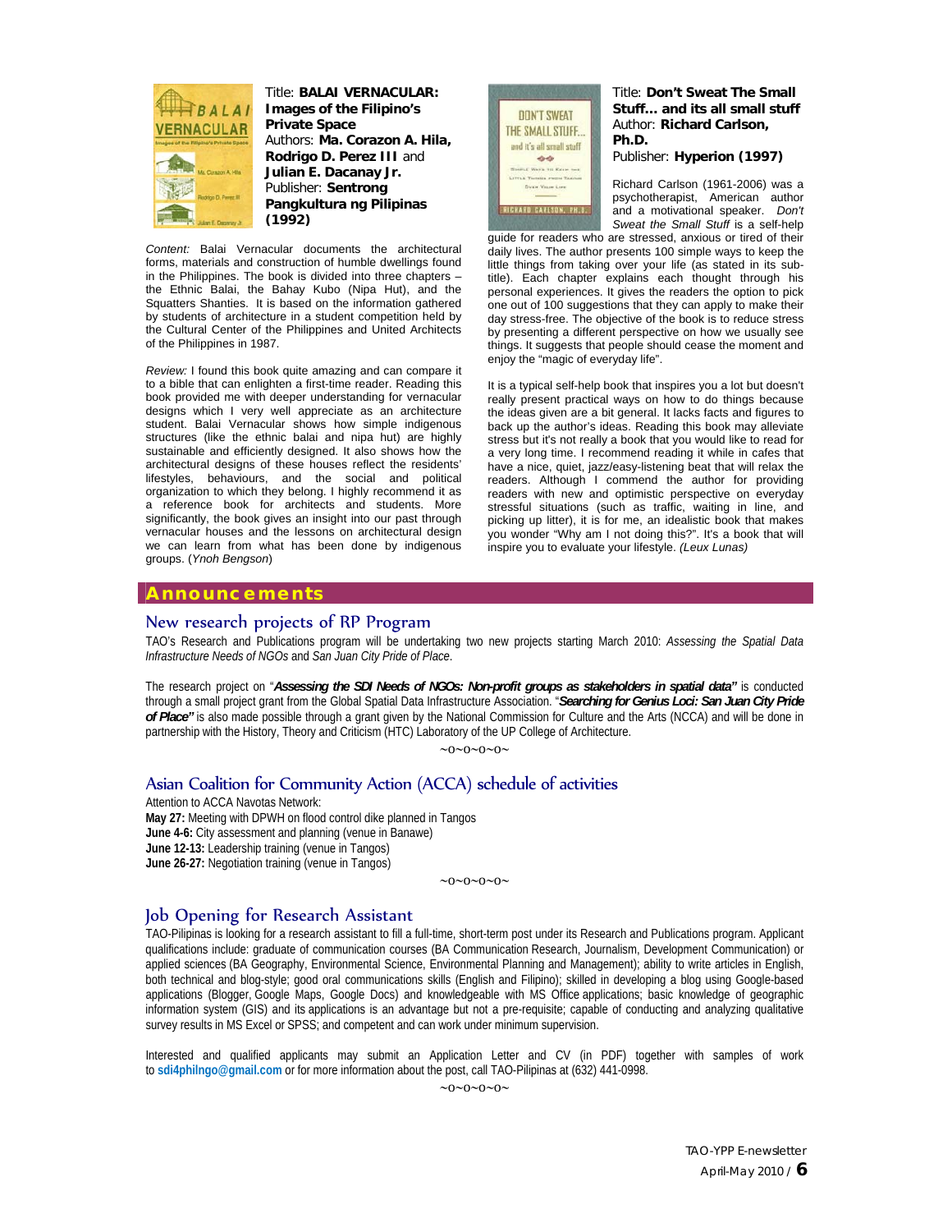Title: **BALAI VERNACULAR: Images of the Filipino's Private Space**
Authors: **Ma. Corazon A. Hila, Rodrigo D. Perez III** and **Julian E. Dacanay Jr.**
Publisher: **Sentrong Pangkultura ng Pilipinas (1992)**

*Content:* Balai Vernacular documents the architectural forms, materials and construction of humble dwellings found in the Philippines. The book is divided into three chapters – the Ethnic Balai, the Bahay Kubo (Nipa Hut), and the Squatters Shanties. It is based on the information gathered by students of architecture in a student competition held by the Cultural Center of the Philippines and United Architects of the Philippines in 1987.

*Review:* I found this book quite amazing and can compare it to a bible that can enlighten a first-time reader. Reading this book provided me with deeper understanding for vernacular designs which I very well appreciate as an architecture student. Balai Vernacular shows how simple indigenous structures (like the ethnic balai and nipa hut) are highly sustainable and efficiently designed. It also shows how the architectural designs of these houses reflect the residents' lifestyles, behaviours, and the social and political organization to which they belong. I highly recommend it as a reference book for architects and students. More significantly, the book gives an insight into our past through vernacular houses and the lessons on architectural design we can learn from what has been done by indigenous groups. (*Ynoh Bengson*)

Title: **Don't Sweat The Small Stuff… and its all small stuff**
Author: **Richard Carlson, Ph.D.**
Publisher: **Hyperion (1997)**

Richard Carlson (1961-2006) was a psychotherapist, American author and a motivational speaker. *Don't Sweat the Small Stuff* is a self-help guide for readers who are stressed, anxious or tired of their daily lives. The author presents 100 simple ways to keep the little things from taking over your life (as stated in its sub-title). Each chapter explains each thought through his personal experiences. It gives the readers the option to pick one out of 100 suggestions that they can apply to make their day stress-free. The objective of the book is to reduce stress by presenting a different perspective on how we usually see things. It suggests that people should cease the moment and enjoy the "magic of everyday life".

It is a typical self-help book that inspires you a lot but doesn't really present practical ways on how to do things because the ideas given are a bit general. It lacks facts and figures to back up the author's ideas. Reading this book may alleviate stress but it's not really a book that you would like to read for a very long time. I recommend reading it while in cafes that have a nice, quiet, jazz/easy-listening beat that will relax the readers. Although I commend the author for providing readers with new and optimistic perspective on everyday stressful situations (such as traffic, waiting in line, and picking up litter), it is for me, an idealistic book that makes you wonder "Why am I not doing this?". It's a book that will inspire you to evaluate your lifestyle. *(Leux Lunas)*

# Announcements

## New research projects of RP Program

TAO's Research and Publications program will be undertaking two new projects starting March 2010: *Assessing the Spatial Data Infrastructure Needs of NGOs* and *San Juan City Pride of Place*.

The research project on "***Assessing the SDI Needs of NGOs: Non-profit groups as stakeholders in spatial data"*** is conducted through a small project grant from the Global Spatial Data Infrastructure Association. "***Searching for Genius Loci: San Juan City Pride of Place"*** is also made possible through a grant given by the National Commission for Culture and the Arts (NCCA) and will be done in partnership with the History, Theory and Criticism (HTC) Laboratory of the UP College of Architecture.

~o~o~o~o~

## Asian Coalition for Community Action (ACCA) schedule of activities

Attention to ACCA Navotas Network:
**May 27:** Meeting with DPWH on flood control dike planned in Tangos
**June 4-6:** City assessment and planning (venue in Banawe)
**June 12-13:** Leadership training (venue in Tangos)
**June 26-27:** Negotiation training (venue in Tangos)

~o~o~o~o~

## Job Opening for Research Assistant

TAO-Pilipinas is looking for a research assistant to fill a full-time, short-term post under its Research and Publications program. Applicant qualifications include: graduate of communication courses (BA Communication Research, Journalism, Development Communication) or applied sciences (BA Geography, Environmental Science, Environmental Planning and Management); ability to write articles in English, both technical and blog-style; good oral communications skills (English and Filipino); skilled in developing a blog using Google-based applications (Blogger, Google Maps, Google Docs) and knowledgeable with MS Office applications; basic knowledge of geographic information system (GIS) and its applications is an advantage but not a pre-requisite; capable of conducting and analyzing qualitative survey results in MS Excel or SPSS; and competent and can work under minimum supervision.

Interested and qualified applicants may submit an Application Letter and CV (in PDF) together with samples of work to **sdi4philngo@gmail.com** or for more information about the post, call TAO-Pilipinas at (632) 441-0998.

~o~o~o~o~